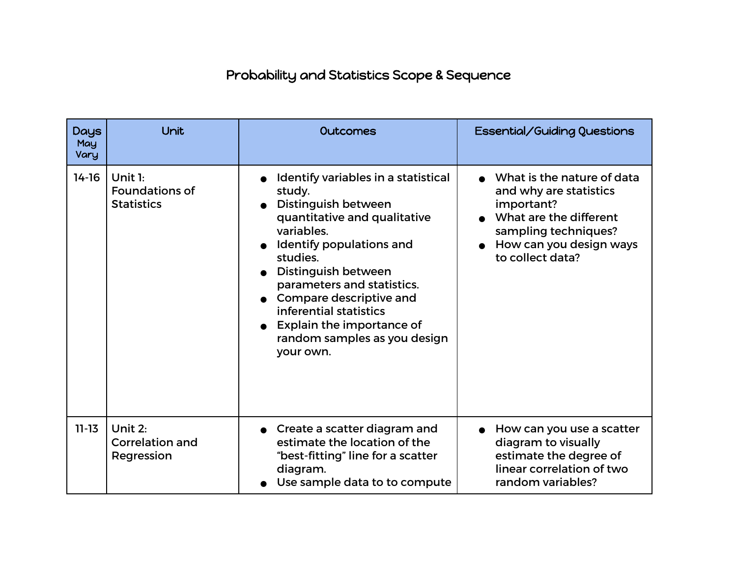# Probability and Statistics Scope & Sequence

| Days May Vary | Unit | Outcomes | Essential/Guiding Questions |
|---|---|---|---|
| 14-16 | Unit 1: Foundations of Statistics | • Identify variables in a statistical study.<br>• Distinguish between quantitative and qualitative variables.<br>• Identify populations and studies.<br>• Distinguish between parameters and statistics.<br>• Compare descriptive and inferential statistics<br>• Explain the importance of random samples as you design your own. | • What is the nature of data and why are statistics important?<br>• What are the different sampling techniques?<br>• How can you design ways to collect data? |
| 11-13 | Unit 2: Correlation and Regression | • Create a scatter diagram and estimate the location of the "best-fitting" line for a scatter diagram.<br>• Use sample data to to compute | • How can you use a scatter diagram to visually estimate the degree of linear correlation of two random variables? |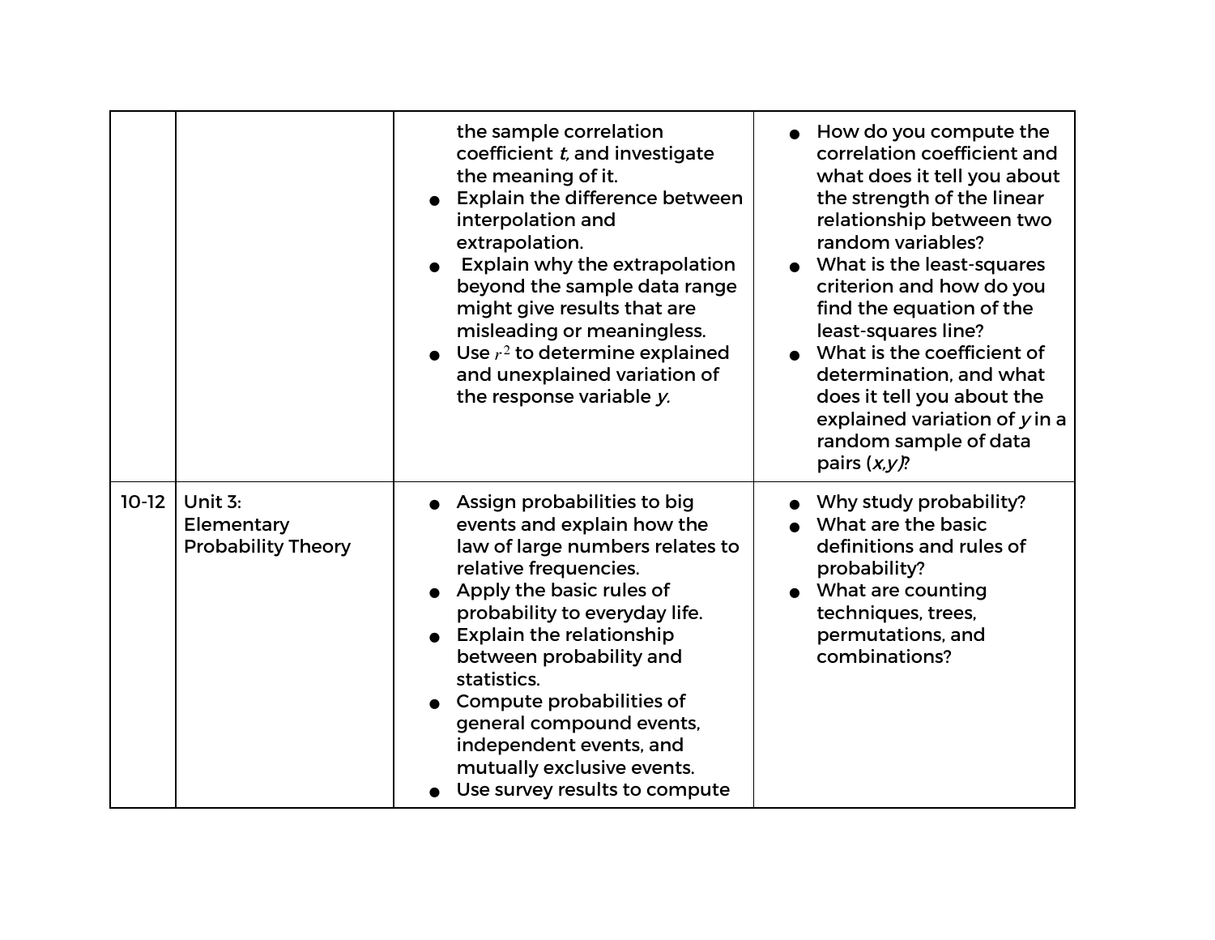| | | | |
|---|---|---|---|
| | | the sample correlation coefficient *t,* and investigate the meaning of it.<br>● Explain the difference between interpolation and extrapolation.<br>● Explain why the extrapolation beyond the sample data range might give results that are misleading or meaningless.<br>● Use $r^2$ to determine explained and unexplained variation of the response variable *y.* | ● How do you compute the correlation coefficient and what does it tell you about the strength of the linear relationship between two random variables?<br>● What is the least-squares criterion and how do you find the equation of the least-squares line?<br>● What is the coefficient of determination, and what does it tell you about the explained variation of *y* in a random sample of data pairs (*x,y)*? |
| 10-12 | Unit 3: Elementary Probability Theory | ● Assign probabilities to big events and explain how the law of large numbers relates to relative frequencies.<br>● Apply the basic rules of probability to everyday life.<br>● Explain the relationship between probability and statistics.<br>● Compute probabilities of general compound events, independent events, and mutually exclusive events.<br>● Use survey results to compute | ● Why study probability?<br>● What are the basic definitions and rules of probability?<br>● What are counting techniques, trees, permutations, and combinations? |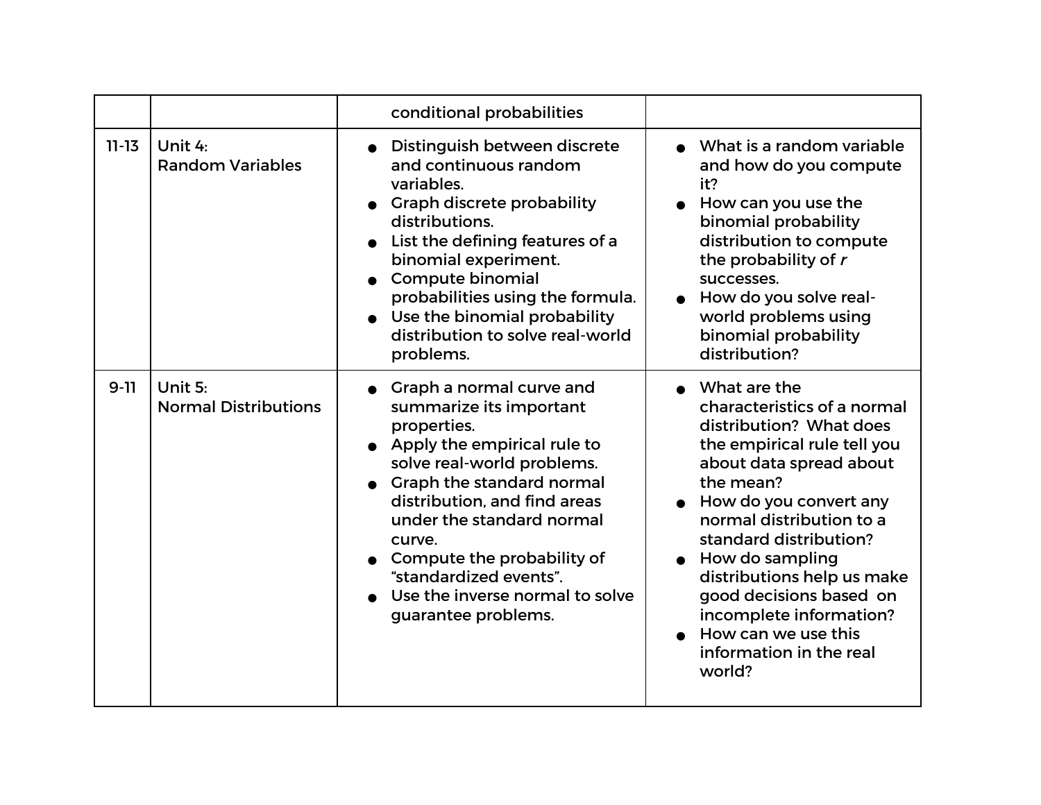| | | | |
|---|---|---|---|
| | | conditional probabilities | |
| 11-13 | Unit 4:<br>Random Variables | • Distinguish between discrete and continuous random variables.<br>• Graph discrete probability distributions.<br>• List the defining features of a binomial experiment.<br>• Compute binomial probabilities using the formula.<br>• Use the binomial probability distribution to solve real-world problems. | • What is a random variable and how do you compute it?<br>• How can you use the binomial probability distribution to compute the probability of *r* successes.<br>• How do you solve real-world problems using binomial probability distribution? |
| 9-11 | Unit 5:<br>Normal Distributions | • Graph a normal curve and summarize its important properties.<br>• Apply the empirical rule to solve real-world problems.<br>• Graph the standard normal distribution, and find areas under the standard normal curve.<br>• Compute the probability of "standardized events".<br>• Use the inverse normal to solve guarantee problems. | • What are the characteristics of a normal distribution? What does the empirical rule tell you about data spread about the mean?<br>• How do you convert any normal distribution to a standard distribution?<br>• How do sampling distributions help us make good decisions based on incomplete information?<br>• How can we use this information in the real world? |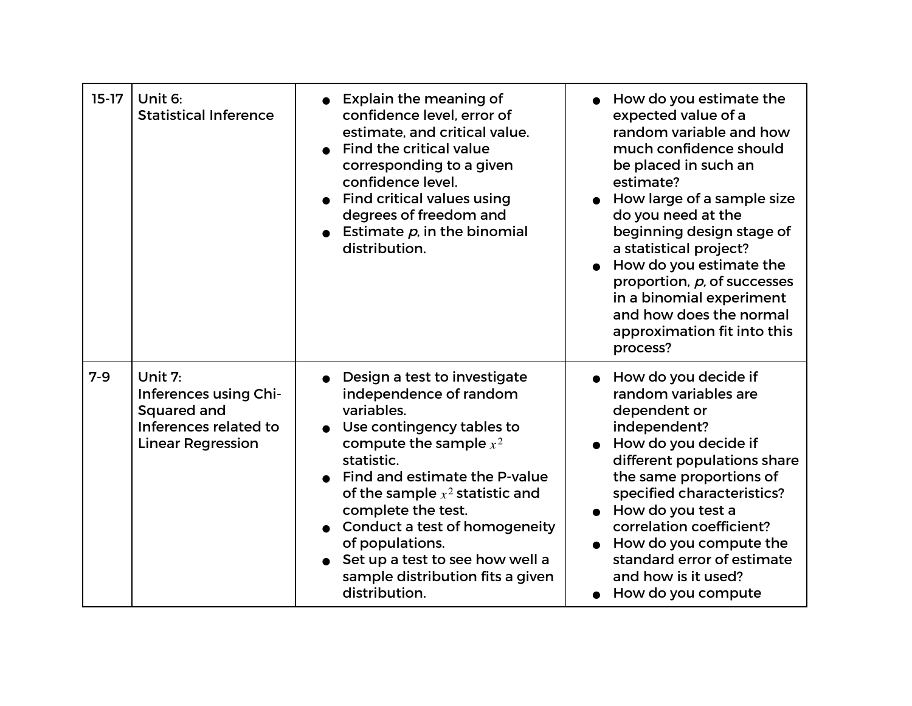| 15-17 | Unit 6:<br>Statistical Inference | • Explain the meaning of confidence level, error of estimate, and critical value.<br>• Find the critical value corresponding to a given confidence level.<br>• Find critical values using degrees of freedom and<br>• Estimate *p*, in the binomial distribution. | • How do you estimate the expected value of a random variable and how much confidence should be placed in such an estimate?<br>• How large of a sample size do you need at the beginning design stage of a statistical project?<br>• How do you estimate the proportion, *p,* of successes in a binomial experiment and how does the normal approximation fit into this process? |
|---|---|---|---|
| 7-9 | Unit 7:<br>Inferences using Chi-Squared and Inferences related to Linear Regression | • Design a test to investigate independence of random variables.<br>• Use contingency tables to compute the sample $x^2$ statistic.<br>• Find and estimate the P-value of the sample $x^2$ statistic and complete the test.<br>• Conduct a test of homogeneity of populations.<br>• Set up a test to see how well a sample distribution fits a given distribution. | • How do you decide if random variables are dependent or independent?<br>• How do you decide if different populations share the same proportions of specified characteristics?<br>• How do you test a correlation coefficient?<br>• How do you compute the standard error of estimate and how is it used?<br>• How do you compute |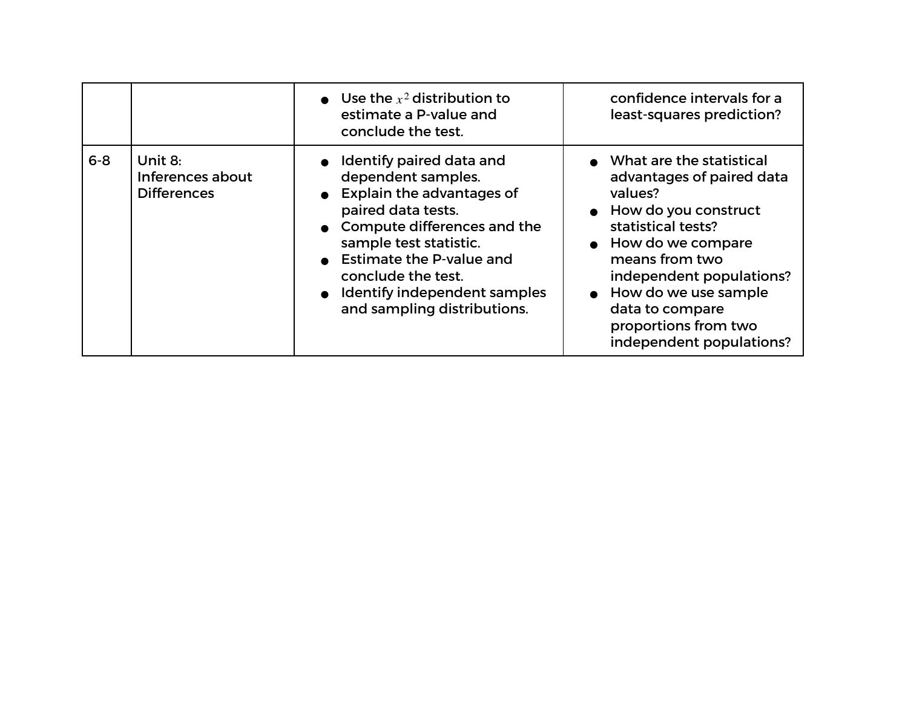| | | | |
|---|---|---|---|
| | | • Use the $x^2$ distribution to estimate a P-value and conclude the test. | confidence intervals for a least-squares prediction? |
| 6-8 | Unit 8: Inferences about Differences | • Identify paired data and dependent samples.<br>• Explain the advantages of paired data tests.<br>• Compute differences and the sample test statistic.<br>• Estimate the P-value and conclude the test.<br>• Identify independent samples and sampling distributions. | • What are the statistical advantages of paired data values?<br>• How do you construct statistical tests?<br>• How do we compare means from two independent populations?<br>• How do we use sample data to compare proportions from two independent populations? |